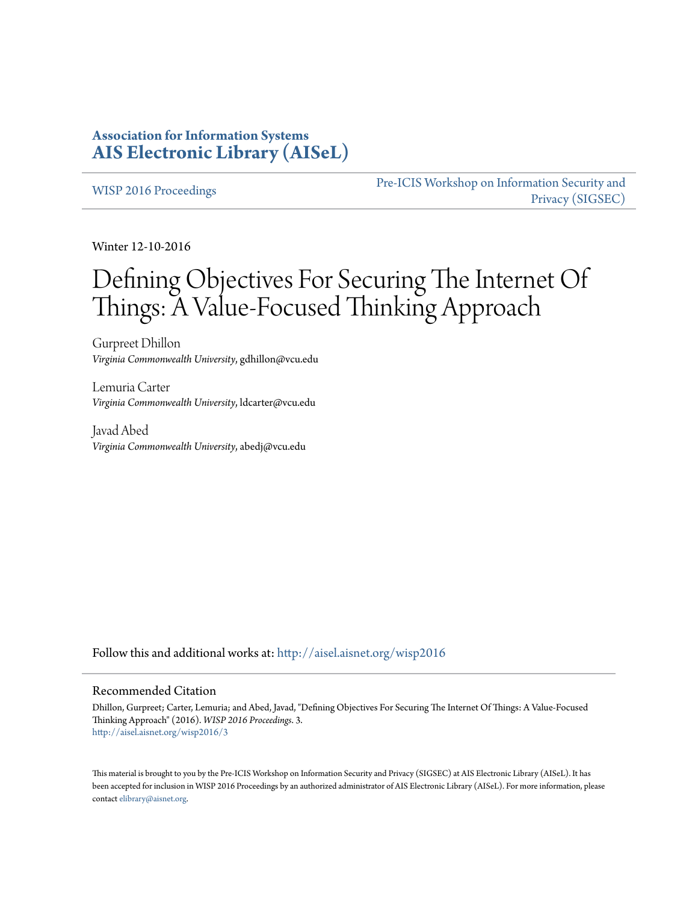**Association for Information Systems**
**AIS Electronic Library (AISeL)**

WISP 2016 Proceedings

Pre-ICIS Workshop on Information Security and Privacy (SIGSEC)

Winter 12-10-2016

# Defining Objectives For Securing The Internet Of Things: A Value-Focused Thinking Approach

Gurpreet Dhillon
*Virginia Commonwealth University*, gdhillon@vcu.edu

Lemuria Carter
*Virginia Commonwealth University*, ldcarter@vcu.edu

Javad Abed
*Virginia Commonwealth University*, abedj@vcu.edu

Follow this and additional works at: http://aisel.aisnet.org/wisp2016

## Recommended Citation

Dhillon, Gurpreet; Carter, Lemuria; and Abed, Javad, "Defining Objectives For Securing The Internet Of Things: A Value-Focused Thinking Approach" (2016). *WISP 2016 Proceedings*. 3.
http://aisel.aisnet.org/wisp2016/3

This material is brought to you by the Pre-ICIS Workshop on Information Security and Privacy (SIGSEC) at AIS Electronic Library (AISeL). It has been accepted for inclusion in WISP 2016 Proceedings by an authorized administrator of AIS Electronic Library (AISeL). For more information, please contact elibrary@aisnet.org.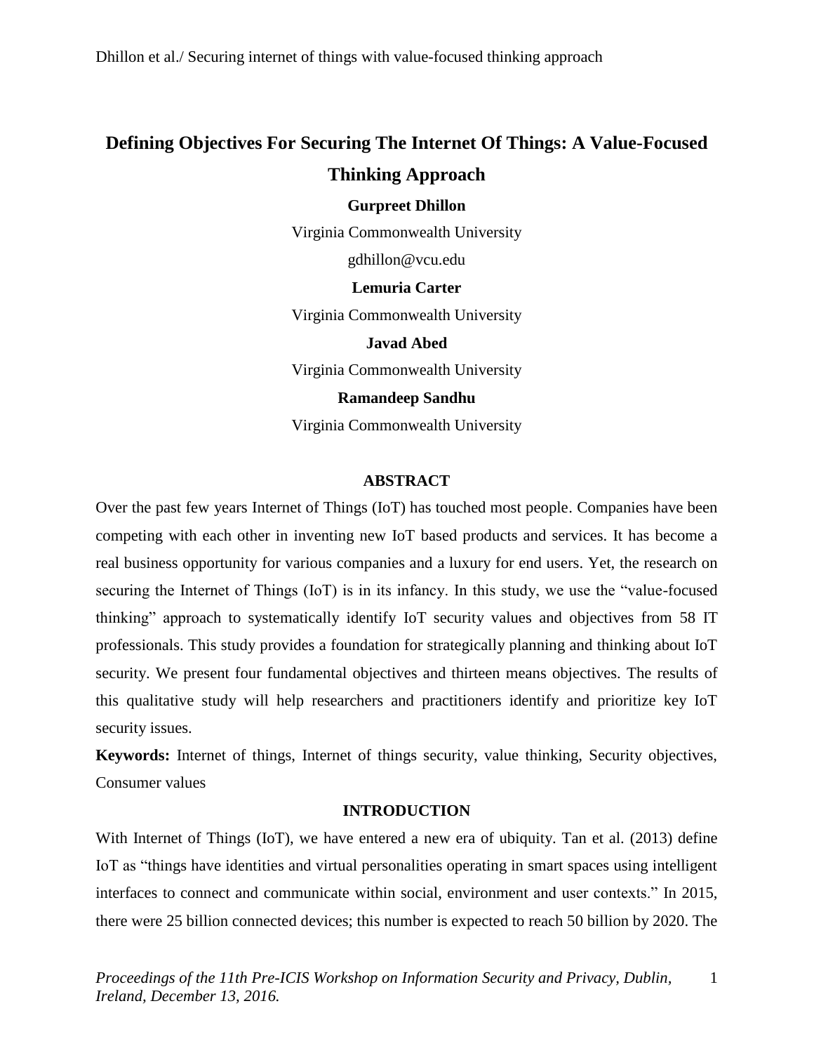# Defining Objectives For Securing The Internet Of Things: A Value-Focused Thinking Approach

**Gurpreet Dhillon**

Virginia Commonwealth University

gdhillon@vcu.edu

**Lemuria Carter**

Virginia Commonwealth University

**Javad Abed**

Virginia Commonwealth University

**Ramandeep Sandhu**

Virginia Commonwealth University

## ABSTRACT

Over the past few years Internet of Things (IoT) has touched most people. Companies have been competing with each other in inventing new IoT based products and services. It has become a real business opportunity for various companies and a luxury for end users. Yet, the research on securing the Internet of Things (IoT) is in its infancy. In this study, we use the "value-focused thinking" approach to systematically identify IoT security values and objectives from 58 IT professionals. This study provides a foundation for strategically planning and thinking about IoT security. We present four fundamental objectives and thirteen means objectives. The results of this qualitative study will help researchers and practitioners identify and prioritize key IoT security issues.

**Keywords:** Internet of things, Internet of things security, value thinking, Security objectives, Consumer values

## INTRODUCTION

With Internet of Things (IoT), we have entered a new era of ubiquity. Tan et al. (2013) define IoT as "things have identities and virtual personalities operating in smart spaces using intelligent interfaces to connect and communicate within social, environment and user contexts." In 2015, there were 25 billion connected devices; this number is expected to reach 50 billion by 2020. The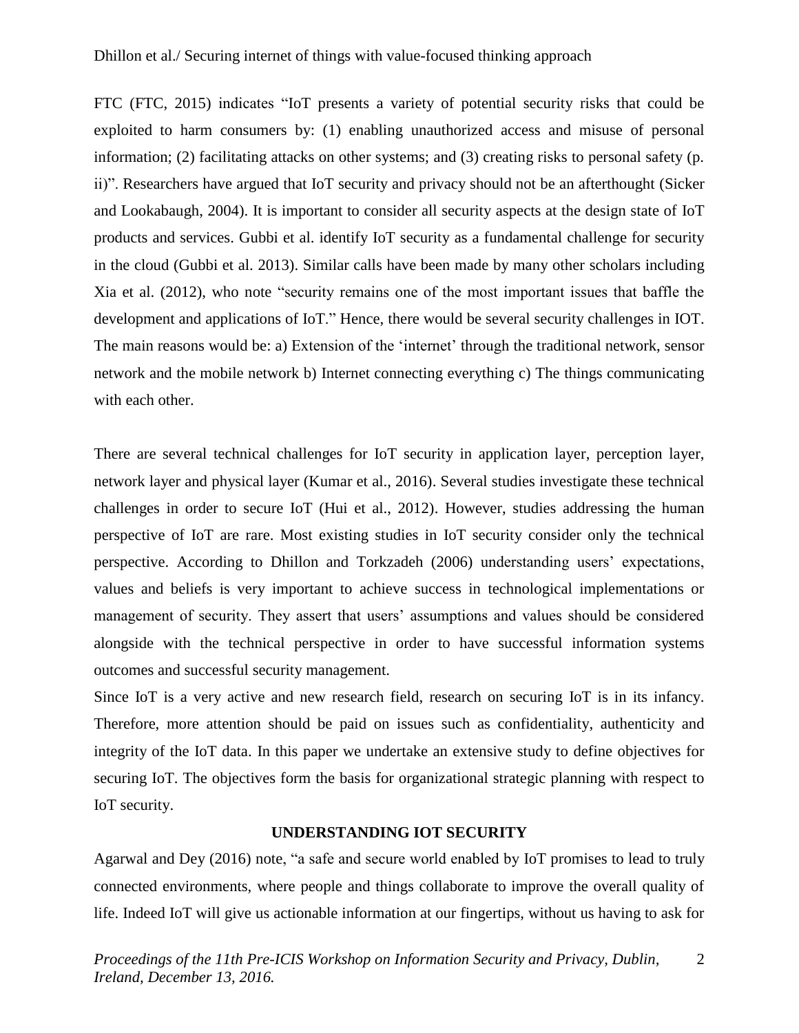FTC (FTC, 2015) indicates "IoT presents a variety of potential security risks that could be exploited to harm consumers by: (1) enabling unauthorized access and misuse of personal information; (2) facilitating attacks on other systems; and (3) creating risks to personal safety (p. ii)". Researchers have argued that IoT security and privacy should not be an afterthought (Sicker and Lookabaugh, 2004). It is important to consider all security aspects at the design state of IoT products and services. Gubbi et al. identify IoT security as a fundamental challenge for security in the cloud (Gubbi et al. 2013). Similar calls have been made by many other scholars including Xia et al. (2012), who note "security remains one of the most important issues that baffle the development and applications of IoT." Hence, there would be several security challenges in IOT. The main reasons would be: a) Extension of the 'internet' through the traditional network, sensor network and the mobile network b) Internet connecting everything c) The things communicating with each other.

There are several technical challenges for IoT security in application layer, perception layer, network layer and physical layer (Kumar et al., 2016). Several studies investigate these technical challenges in order to secure IoT (Hui et al., 2012). However, studies addressing the human perspective of IoT are rare. Most existing studies in IoT security consider only the technical perspective. According to Dhillon and Torkzadeh (2006) understanding users' expectations, values and beliefs is very important to achieve success in technological implementations or management of security. They assert that users' assumptions and values should be considered alongside with the technical perspective in order to have successful information systems outcomes and successful security management.

Since IoT is a very active and new research field, research on securing IoT is in its infancy. Therefore, more attention should be paid on issues such as confidentiality, authenticity and integrity of the IoT data. In this paper we undertake an extensive study to define objectives for securing IoT. The objectives form the basis for organizational strategic planning with respect to IoT security.

## UNDERSTANDING IOT SECURITY

Agarwal and Dey (2016) note, "a safe and secure world enabled by IoT promises to lead to truly connected environments, where people and things collaborate to improve the overall quality of life. Indeed IoT will give us actionable information at our fingertips, without us having to ask for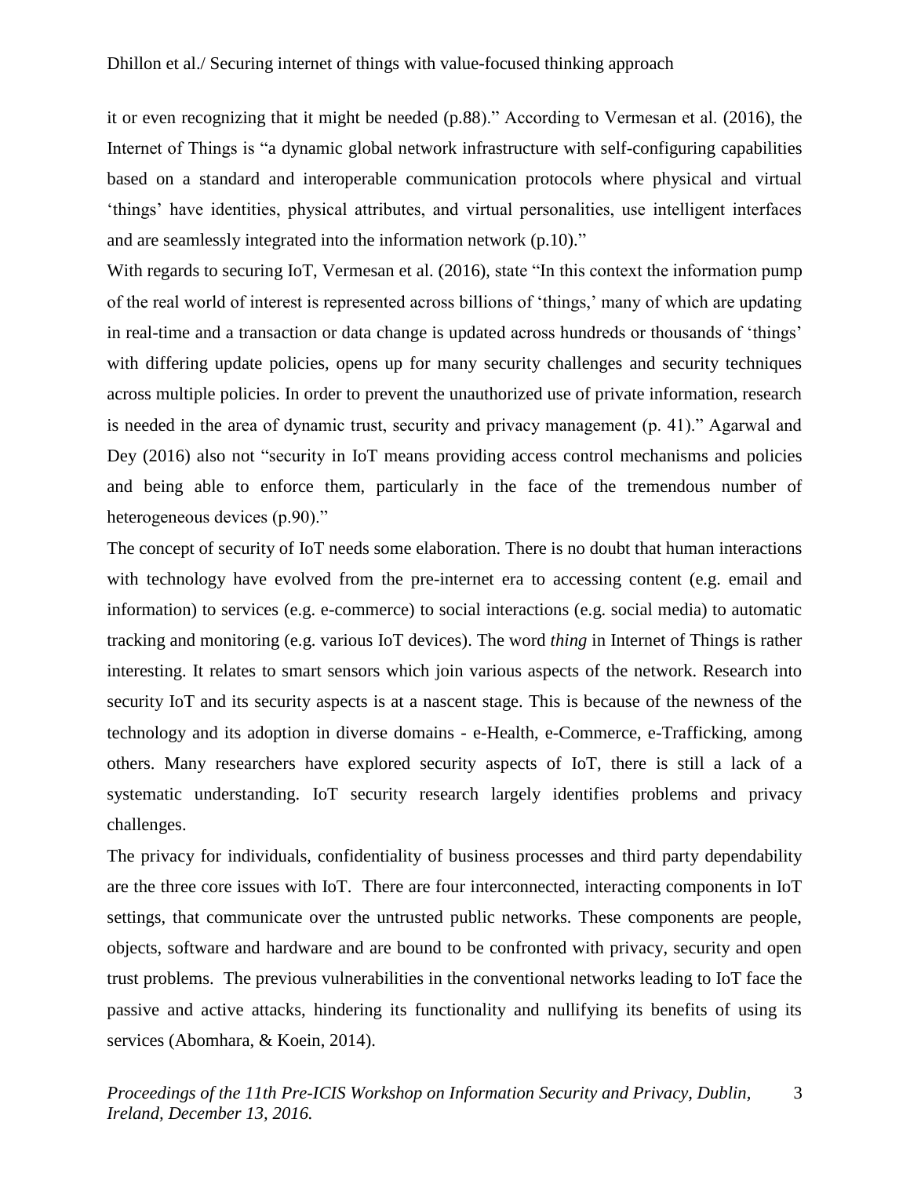it or even recognizing that it might be needed (p.88)." According to Vermesan et al. (2016), the Internet of Things is "a dynamic global network infrastructure with self-configuring capabilities based on a standard and interoperable communication protocols where physical and virtual 'things' have identities, physical attributes, and virtual personalities, use intelligent interfaces and are seamlessly integrated into the information network (p.10)."

With regards to securing IoT, Vermesan et al. (2016), state "In this context the information pump of the real world of interest is represented across billions of 'things,' many of which are updating in real-time and a transaction or data change is updated across hundreds or thousands of 'things' with differing update policies, opens up for many security challenges and security techniques across multiple policies. In order to prevent the unauthorized use of private information, research is needed in the area of dynamic trust, security and privacy management (p. 41)." Agarwal and Dey (2016) also not "security in IoT means providing access control mechanisms and policies and being able to enforce them, particularly in the face of the tremendous number of heterogeneous devices (p.90)."

The concept of security of IoT needs some elaboration. There is no doubt that human interactions with technology have evolved from the pre-internet era to accessing content (e.g. email and information) to services (e.g. e-commerce) to social interactions (e.g. social media) to automatic tracking and monitoring (e.g. various IoT devices). The word *thing* in Internet of Things is rather interesting. It relates to smart sensors which join various aspects of the network. Research into security IoT and its security aspects is at a nascent stage. This is because of the newness of the technology and its adoption in diverse domains - e-Health, e-Commerce, e-Trafficking, among others. Many researchers have explored security aspects of IoT, there is still a lack of a systematic understanding. IoT security research largely identifies problems and privacy challenges.

The privacy for individuals, confidentiality of business processes and third party dependability are the three core issues with IoT. There are four interconnected, interacting components in IoT settings, that communicate over the untrusted public networks. These components are people, objects, software and hardware and are bound to be confronted with privacy, security and open trust problems. The previous vulnerabilities in the conventional networks leading to IoT face the passive and active attacks, hindering its functionality and nullifying its benefits of using its services (Abomhara, & Koein, 2014).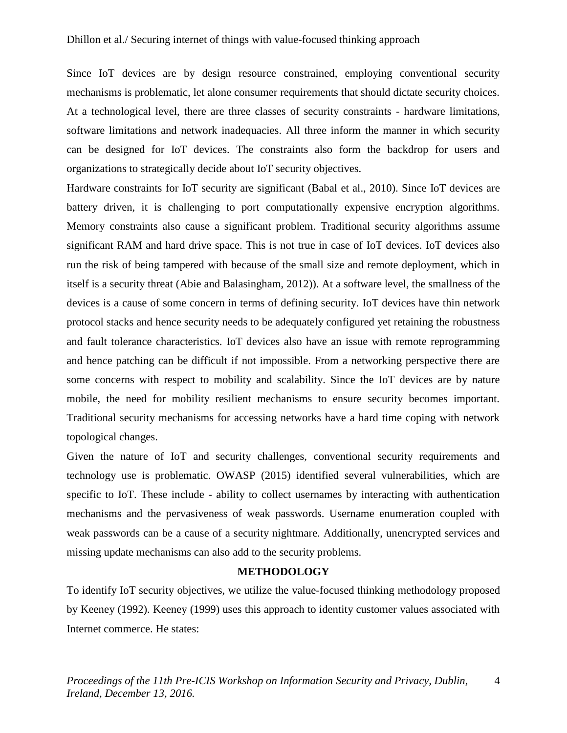Since IoT devices are by design resource constrained, employing conventional security mechanisms is problematic, let alone consumer requirements that should dictate security choices. At a technological level, there are three classes of security constraints - hardware limitations, software limitations and network inadequacies. All three inform the manner in which security can be designed for IoT devices. The constraints also form the backdrop for users and organizations to strategically decide about IoT security objectives.

Hardware constraints for IoT security are significant (Babal et al., 2010). Since IoT devices are battery driven, it is challenging to port computationally expensive encryption algorithms. Memory constraints also cause a significant problem. Traditional security algorithms assume significant RAM and hard drive space. This is not true in case of IoT devices. IoT devices also run the risk of being tampered with because of the small size and remote deployment, which in itself is a security threat (Abie and Balasingham, 2012)). At a software level, the smallness of the devices is a cause of some concern in terms of defining security. IoT devices have thin network protocol stacks and hence security needs to be adequately configured yet retaining the robustness and fault tolerance characteristics. IoT devices also have an issue with remote reprogramming and hence patching can be difficult if not impossible. From a networking perspective there are some concerns with respect to mobility and scalability. Since the IoT devices are by nature mobile, the need for mobility resilient mechanisms to ensure security becomes important. Traditional security mechanisms for accessing networks have a hard time coping with network topological changes.

Given the nature of IoT and security challenges, conventional security requirements and technology use is problematic. OWASP (2015) identified several vulnerabilities, which are specific to IoT. These include - ability to collect usernames by interacting with authentication mechanisms and the pervasiveness of weak passwords. Username enumeration coupled with weak passwords can be a cause of a security nightmare. Additionally, unencrypted services and missing update mechanisms can also add to the security problems.

## METHODOLOGY

To identify IoT security objectives, we utilize the value-focused thinking methodology proposed by Keeney (1992). Keeney (1999) uses this approach to identity customer values associated with Internet commerce. He states: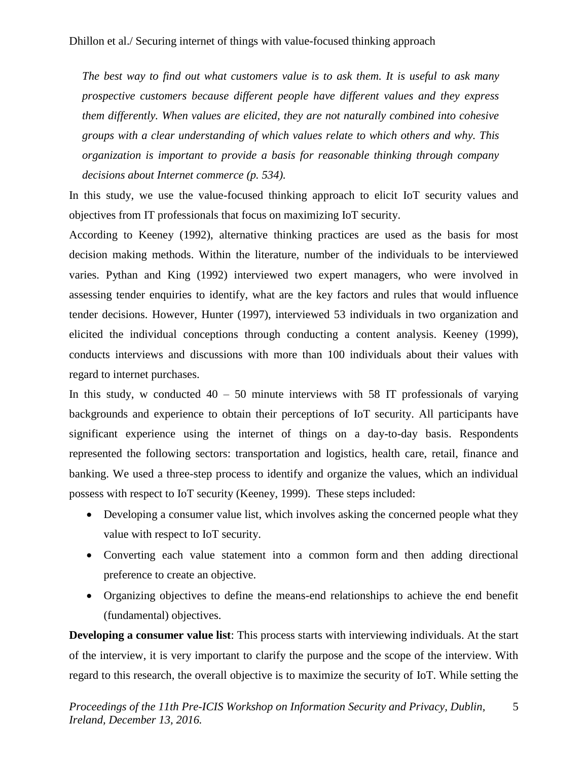*The best way to find out what customers value is to ask them. It is useful to ask many prospective customers because different people have different values and they express them differently. When values are elicited, they are not naturally combined into cohesive groups with a clear understanding of which values relate to which others and why. This organization is important to provide a basis for reasonable thinking through company decisions about Internet commerce (p. 534).*

In this study, we use the value-focused thinking approach to elicit IoT security values and objectives from IT professionals that focus on maximizing IoT security.

According to Keeney (1992), alternative thinking practices are used as the basis for most decision making methods. Within the literature, number of the individuals to be interviewed varies. Pythan and King (1992) interviewed two expert managers, who were involved in assessing tender enquiries to identify, what are the key factors and rules that would influence tender decisions. However, Hunter (1997), interviewed 53 individuals in two organization and elicited the individual conceptions through conducting a content analysis. Keeney (1999), conducts interviews and discussions with more than 100 individuals about their values with regard to internet purchases.

In this study, w conducted 40 – 50 minute interviews with 58 IT professionals of varying backgrounds and experience to obtain their perceptions of IoT security. All participants have significant experience using the internet of things on a day-to-day basis. Respondents represented the following sectors: transportation and logistics, health care, retail, finance and banking. We used a three-step process to identify and organize the values, which an individual possess with respect to IoT security (Keeney, 1999). These steps included:

- Developing a consumer value list, which involves asking the concerned people what they value with respect to IoT security.
- Converting each value statement into a common form and then adding directional preference to create an objective.
- Organizing objectives to define the means-end relationships to achieve the end benefit (fundamental) objectives.

**Developing a consumer value list**: This process starts with interviewing individuals. At the start of the interview, it is very important to clarify the purpose and the scope of the interview. With regard to this research, the overall objective is to maximize the security of IoT. While setting the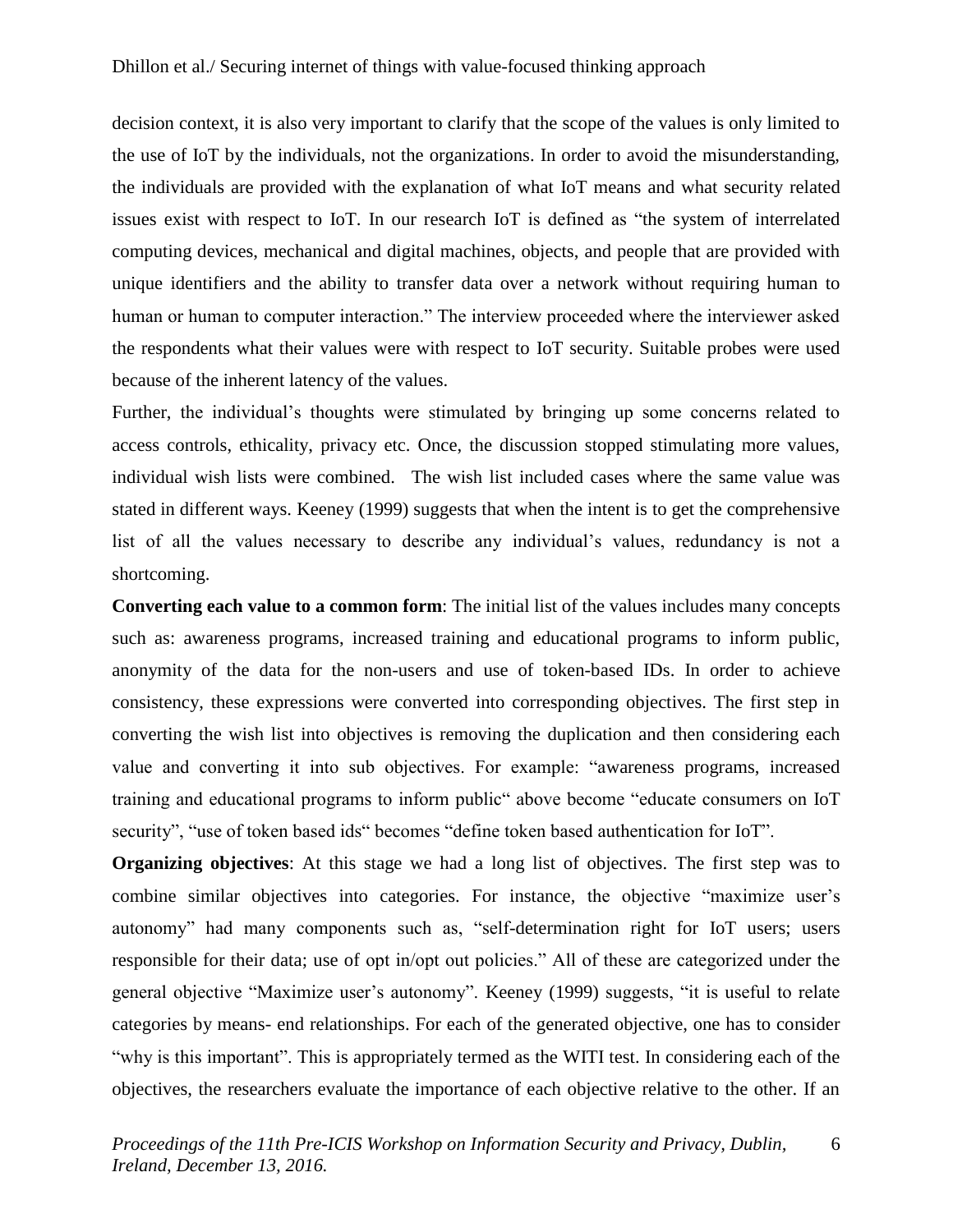decision context, it is also very important to clarify that the scope of the values is only limited to the use of IoT by the individuals, not the organizations. In order to avoid the misunderstanding, the individuals are provided with the explanation of what IoT means and what security related issues exist with respect to IoT. In our research IoT is defined as "the system of interrelated computing devices, mechanical and digital machines, objects, and people that are provided with unique identifiers and the ability to transfer data over a network without requiring human to human or human to computer interaction." The interview proceeded where the interviewer asked the respondents what their values were with respect to IoT security. Suitable probes were used because of the inherent latency of the values.

Further, the individual's thoughts were stimulated by bringing up some concerns related to access controls, ethicality, privacy etc. Once, the discussion stopped stimulating more values, individual wish lists were combined. The wish list included cases where the same value was stated in different ways. Keeney (1999) suggests that when the intent is to get the comprehensive list of all the values necessary to describe any individual's values, redundancy is not a shortcoming.

**Converting each value to a common form**: The initial list of the values includes many concepts such as: awareness programs, increased training and educational programs to inform public, anonymity of the data for the non-users and use of token-based IDs. In order to achieve consistency, these expressions were converted into corresponding objectives. The first step in converting the wish list into objectives is removing the duplication and then considering each value and converting it into sub objectives. For example: "awareness programs, increased training and educational programs to inform public" above become "educate consumers on IoT security", "use of token based ids" becomes "define token based authentication for IoT".

**Organizing objectives**: At this stage we had a long list of objectives. The first step was to combine similar objectives into categories. For instance, the objective "maximize user's autonomy" had many components such as, "self-determination right for IoT users; users responsible for their data; use of opt in/opt out policies." All of these are categorized under the general objective "Maximize user's autonomy". Keeney (1999) suggests, "it is useful to relate categories by means- end relationships. For each of the generated objective, one has to consider "why is this important". This is appropriately termed as the WITI test. In considering each of the objectives, the researchers evaluate the importance of each objective relative to the other. If an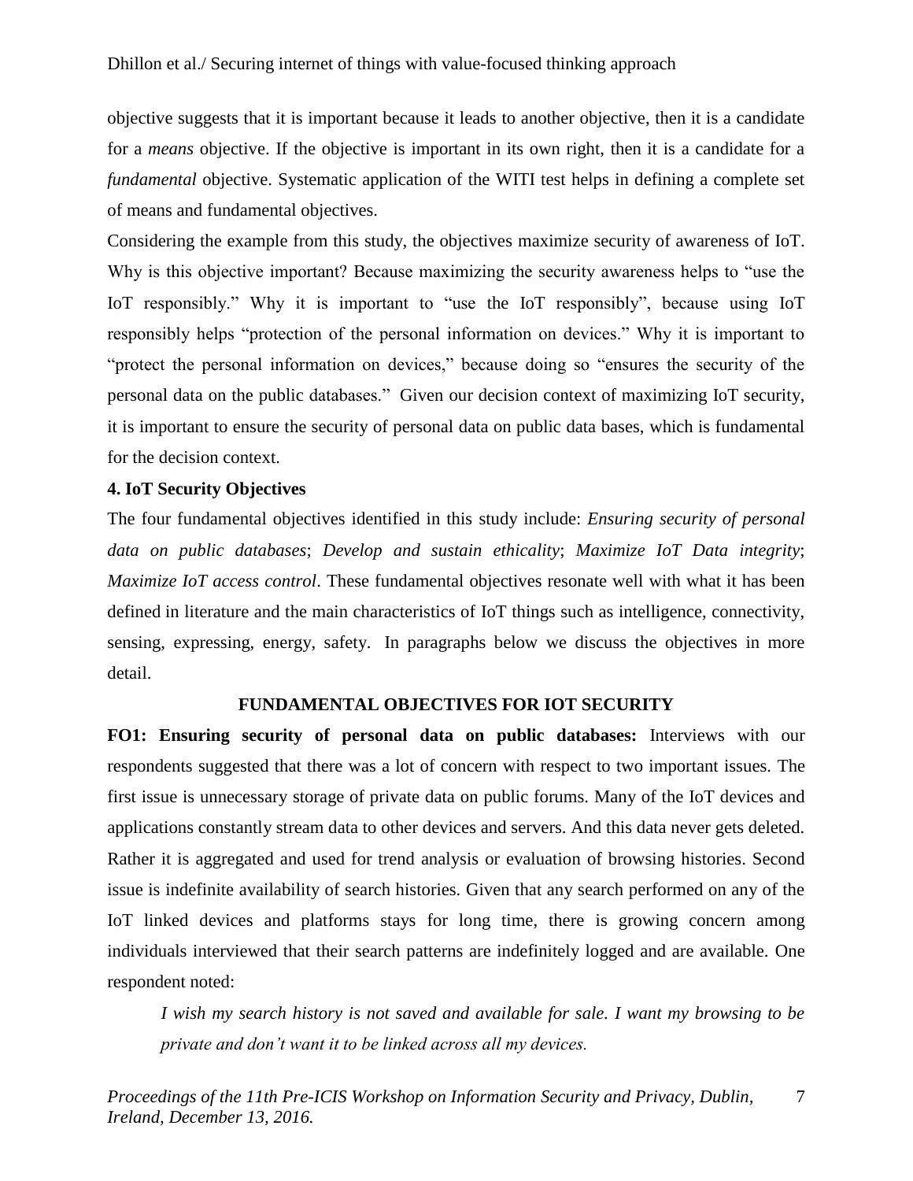objective suggests that it is important because it leads to another objective, then it is a candidate for a *means* objective. If the objective is important in its own right, then it is a candidate for a *fundamental* objective. Systematic application of the WITI test helps in defining a complete set of means and fundamental objectives.

Considering the example from this study, the objectives maximize security of awareness of IoT. Why is this objective important? Because maximizing the security awareness helps to "use the IoT responsibly." Why it is important to "use the IoT responsibly", because using IoT responsibly helps "protection of the personal information on devices." Why it is important to "protect the personal information on devices," because doing so "ensures the security of the personal data on the public databases." Given our decision context of maximizing IoT security, it is important to ensure the security of personal data on public data bases, which is fundamental for the decision context.

## 4. IoT Security Objectives

The four fundamental objectives identified in this study include: *Ensuring security of personal data on public databases*; *Develop and sustain ethicality*; *Maximize IoT Data integrity*; *Maximize IoT access control*. These fundamental objectives resonate well with what it has been defined in literature and the main characteristics of IoT things such as intelligence, connectivity, sensing, expressing, energy, safety. In paragraphs below we discuss the objectives in more detail.

### FUNDAMENTAL OBJECTIVES FOR IOT SECURITY

**FO1: Ensuring security of personal data on public databases:** Interviews with our respondents suggested that there was a lot of concern with respect to two important issues. The first issue is unnecessary storage of private data on public forums. Many of the IoT devices and applications constantly stream data to other devices and servers. And this data never gets deleted. Rather it is aggregated and used for trend analysis or evaluation of browsing histories. Second issue is indefinite availability of search histories. Given that any search performed on any of the IoT linked devices and platforms stays for long time, there is growing concern among individuals interviewed that their search patterns are indefinitely logged and are available. One respondent noted:

> *I wish my search history is not saved and available for sale. I want my browsing to be private and don't want it to be linked across all my devices.*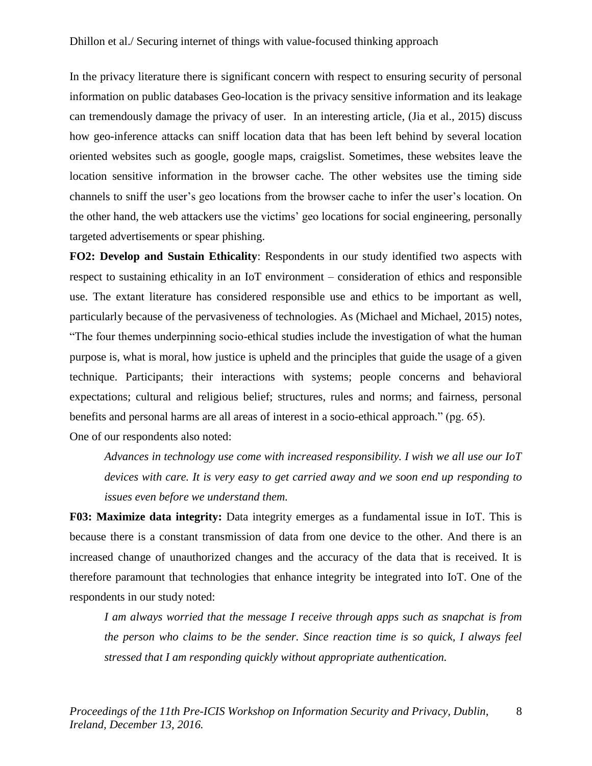In the privacy literature there is significant concern with respect to ensuring security of personal information on public databases Geo-location is the privacy sensitive information and its leakage can tremendously damage the privacy of user. In an interesting article, (Jia et al., 2015) discuss how geo-inference attacks can sniff location data that has been left behind by several location oriented websites such as google, google maps, craigslist. Sometimes, these websites leave the location sensitive information in the browser cache. The other websites use the timing side channels to sniff the user's geo locations from the browser cache to infer the user's location. On the other hand, the web attackers use the victims' geo locations for social engineering, personally targeted advertisements or spear phishing.

**FO2: Develop and Sustain Ethicality**: Respondents in our study identified two aspects with respect to sustaining ethicality in an IoT environment – consideration of ethics and responsible use. The extant literature has considered responsible use and ethics to be important as well, particularly because of the pervasiveness of technologies. As (Michael and Michael, 2015) notes, "The four themes underpinning socio-ethical studies include the investigation of what the human purpose is, what is moral, how justice is upheld and the principles that guide the usage of a given technique. Participants; their interactions with systems; people concerns and behavioral expectations; cultural and religious belief; structures, rules and norms; and fairness, personal benefits and personal harms are all areas of interest in a socio-ethical approach." (pg. 65).

One of our respondents also noted:

> *Advances in technology use come with increased responsibility. I wish we all use our IoT devices with care. It is very easy to get carried away and we soon end up responding to issues even before we understand them.*

**F03: Maximize data integrity:** Data integrity emerges as a fundamental issue in IoT. This is because there is a constant transmission of data from one device to the other. And there is an increased change of unauthorized changes and the accuracy of the data that is received. It is therefore paramount that technologies that enhance integrity be integrated into IoT. One of the respondents in our study noted:

> *I am always worried that the message I receive through apps such as snapchat is from the person who claims to be the sender. Since reaction time is so quick, I always feel stressed that I am responding quickly without appropriate authentication.*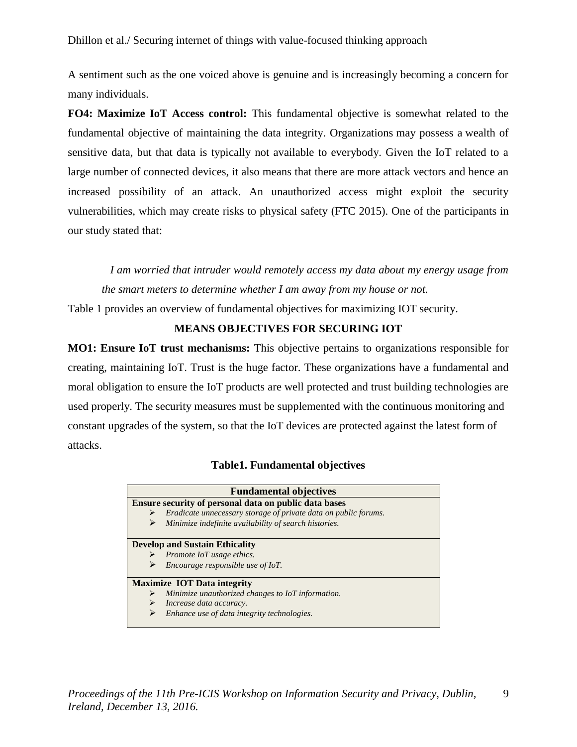A sentiment such as the one voiced above is genuine and is increasingly becoming a concern for many individuals.

**FO4: Maximize IoT Access control:** This fundamental objective is somewhat related to the fundamental objective of maintaining the data integrity. Organizations may possess a wealth of sensitive data, but that data is typically not available to everybody. Given the IoT related to a large number of connected devices, it also means that there are more attack vectors and hence an increased possibility of an attack. An unauthorized access might exploit the security vulnerabilities, which may create risks to physical safety (FTC 2015). One of the participants in our study stated that:

> *I am worried that intruder would remotely access my data about my energy usage from the smart meters to determine whether I am away from my house or not.*

Table 1 provides an overview of fundamental objectives for maximizing IOT security.

## MEANS OBJECTIVES FOR SECURING IOT

**MO1: Ensure IoT trust mechanisms:** This objective pertains to organizations responsible for creating, maintaining IoT. Trust is the huge factor. These organizations have a fundamental and moral obligation to ensure the IoT products are well protected and trust building technologies are used properly. The security measures must be supplemented with the continuous monitoring and constant upgrades of the system, so that the IoT devices are protected against the latest form of attacks.

**Table1. Fundamental objectives**

| Fundamental objectives |
|---|
| **Ensure security of personal data on public data bases**<br>➢ *Eradicate unnecessary storage of private data on public forums.*<br>➢ *Minimize indefinite availability of search histories.* |
| **Develop and Sustain Ethicality**<br>➢ *Promote IoT usage ethics.*<br>➢ *Encourage responsible use of IoT.* |
| **Maximize IOT Data integrity**<br>➢ *Minimize unauthorized changes to IoT information.*<br>➢ *Increase data accuracy.*<br>➢ *Enhance use of data integrity technologies.* |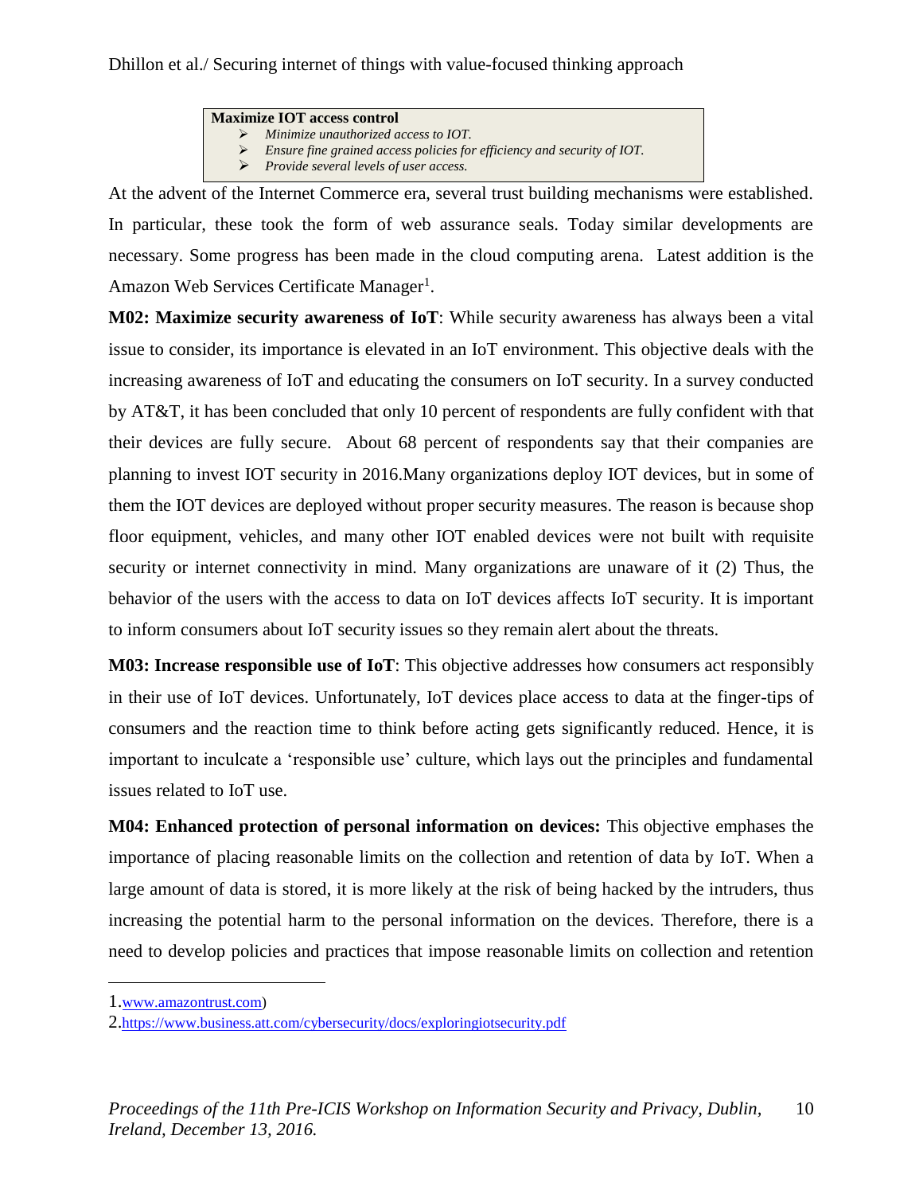**Maximize IOT access control**

- *Minimize unauthorized access to IOT.*
- *Ensure fine grained access policies for efficiency and security of IOT.*
- *Provide several levels of user access.*

At the advent of the Internet Commerce era, several trust building mechanisms were established. In particular, these took the form of web assurance seals. Today similar developments are necessary. Some progress has been made in the cloud computing arena. Latest addition is the Amazon Web Services Certificate Manager[1].

**M02: Maximize security awareness of IoT**: While security awareness has always been a vital issue to consider, its importance is elevated in an IoT environment. This objective deals with the increasing awareness of IoT and educating the consumers on IoT security. In a survey conducted by AT&T, it has been concluded that only 10 percent of respondents are fully confident with that their devices are fully secure. About 68 percent of respondents say that their companies are planning to invest IOT security in 2016.Many organizations deploy IOT devices, but in some of them the IOT devices are deployed without proper security measures. The reason is because shop floor equipment, vehicles, and many other IOT enabled devices were not built with requisite security or internet connectivity in mind. Many organizations are unaware of it (2) Thus, the behavior of the users with the access to data on IoT devices affects IoT security. It is important to inform consumers about IoT security issues so they remain alert about the threats.

**M03: Increase responsible use of IoT**: This objective addresses how consumers act responsibly in their use of IoT devices. Unfortunately, IoT devices place access to data at the finger-tips of consumers and the reaction time to think before acting gets significantly reduced. Hence, it is important to inculcate a 'responsible use' culture, which lays out the principles and fundamental issues related to IoT use.

**M04: Enhanced protection of personal information on devices:** This objective emphases the importance of placing reasonable limits on the collection and retention of data by IoT. When a large amount of data is stored, it is more likely at the risk of being hacked by the intruders, thus increasing the potential harm to the personal information on the devices. Therefore, there is a need to develop policies and practices that impose reasonable limits on collection and retention

---

1. www.amazontrust.com)
2. https://www.business.att.com/cybersecurity/docs/exploringiotsecurity.pdf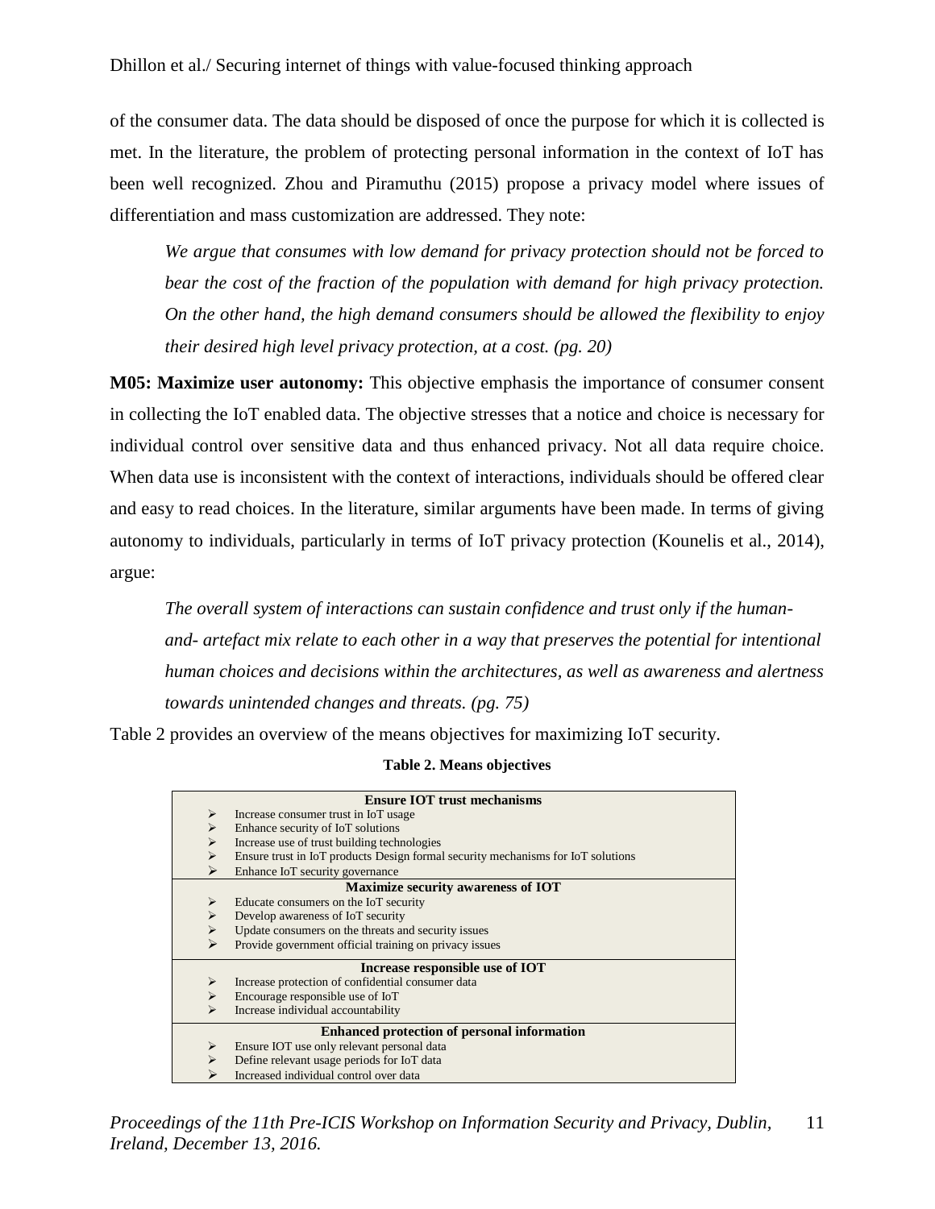of the consumer data. The data should be disposed of once the purpose for which it is collected is met. In the literature, the problem of protecting personal information in the context of IoT has been well recognized. Zhou and Piramuthu (2015) propose a privacy model where issues of differentiation and mass customization are addressed. They note:

> *We argue that consumes with low demand for privacy protection should not be forced to bear the cost of the fraction of the population with demand for high privacy protection. On the other hand, the high demand consumers should be allowed the flexibility to enjoy their desired high level privacy protection, at a cost. (pg. 20)*

**M05: Maximize user autonomy:** This objective emphasis the importance of consumer consent in collecting the IoT enabled data. The objective stresses that a notice and choice is necessary for individual control over sensitive data and thus enhanced privacy. Not all data require choice. When data use is inconsistent with the context of interactions, individuals should be offered clear and easy to read choices. In the literature, similar arguments have been made. In terms of giving autonomy to individuals, particularly in terms of IoT privacy protection (Kounelis et al., 2014), argue:

> *The overall system of interactions can sustain confidence and trust only if the human-and- artefact mix relate to each other in a way that preserves the potential for intentional human choices and decisions within the architectures, as well as awareness and alertness towards unintended changes and threats. (pg. 75)*

Table 2 provides an overview of the means objectives for maximizing IoT security.

**Table 2. Means objectives**

| Means objectives |
|---|
| **Ensure IOT trust mechanisms** |
| ➢ Increase consumer trust in IoT usage |
| ➢ Enhance security of IoT solutions |
| ➢ Increase use of trust building technologies |
| ➢ Ensure trust in IoT products Design formal security mechanisms for IoT solutions |
| ➢ Enhance IoT security governance |
| **Maximize security awareness of IOT** |
| ➢ Educate consumers on the IoT security |
| ➢ Develop awareness of IoT security |
| ➢ Update consumers on the threats and security issues |
| ➢ Provide government official training on privacy issues |
| **Increase responsible use of IOT** |
| ➢ Increase protection of confidential consumer data |
| ➢ Encourage responsible use of IoT |
| ➢ Increase individual accountability |
| **Enhanced protection of personal information** |
| ➢ Ensure IOT use only relevant personal data |
| ➢ Define relevant usage periods for IoT data |
| ➢ Increased individual control over data |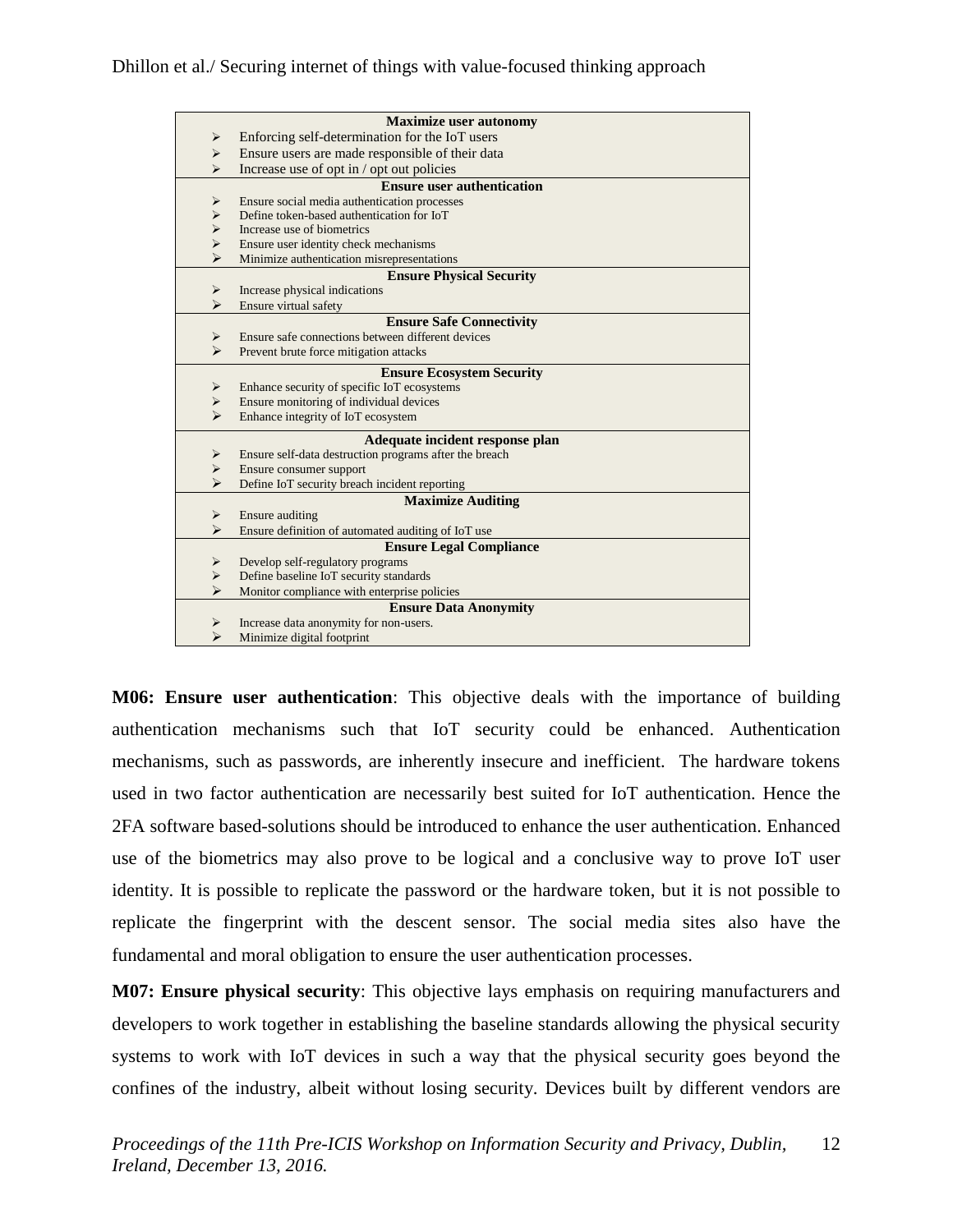| Maximize user autonomy |
|---|
| ➢ Enforcing self-determination for the IoT users |
| ➢ Ensure users are made responsible of their data |
| ➢ Increase use of opt in / opt out policies |
| **Ensure user authentication** |
| ➢ Ensure social media authentication processes |
| ➢ Define token-based authentication for IoT |
| ➢ Increase use of biometrics |
| ➢ Ensure user identity check mechanisms |
| ➢ Minimize authentication misrepresentations |
| **Ensure Physical Security** |
| ➢ Increase physical indications |
| ➢ Ensure virtual safety |
| **Ensure Safe Connectivity** |
| ➢ Ensure safe connections between different devices |
| ➢ Prevent brute force mitigation attacks |
| **Ensure Ecosystem Security** |
| ➢ Enhance security of specific IoT ecosystems |
| ➢ Ensure monitoring of individual devices |
| ➢ Enhance integrity of IoT ecosystem |
| **Adequate incident response plan** |
| ➢ Ensure self-data destruction programs after the breach |
| ➢ Ensure consumer support |
| ➢ Define IoT security breach incident reporting |
| **Maximize Auditing** |
| ➢ Ensure auditing |
| ➢ Ensure definition of automated auditing of IoT use |
| **Ensure Legal Compliance** |
| ➢ Develop self-regulatory programs |
| ➢ Define baseline IoT security standards |
| ➢ Monitor compliance with enterprise policies |
| **Ensure Data Anonymity** |
| ➢ Increase data anonymity for non-users. |
| ➢ Minimize digital footprint |

**M06: Ensure user authentication**: This objective deals with the importance of building authentication mechanisms such that IoT security could be enhanced. Authentication mechanisms, such as passwords, are inherently insecure and inefficient. The hardware tokens used in two factor authentication are necessarily best suited for IoT authentication. Hence the 2FA software based-solutions should be introduced to enhance the user authentication. Enhanced use of the biometrics may also prove to be logical and a conclusive way to prove IoT user identity. It is possible to replicate the password or the hardware token, but it is not possible to replicate the fingerprint with the descent sensor. The social media sites also have the fundamental and moral obligation to ensure the user authentication processes.

**M07: Ensure physical security**: This objective lays emphasis on requiring manufacturers and developers to work together in establishing the baseline standards allowing the physical security systems to work with IoT devices in such a way that the physical security goes beyond the confines of the industry, albeit without losing security. Devices built by different vendors are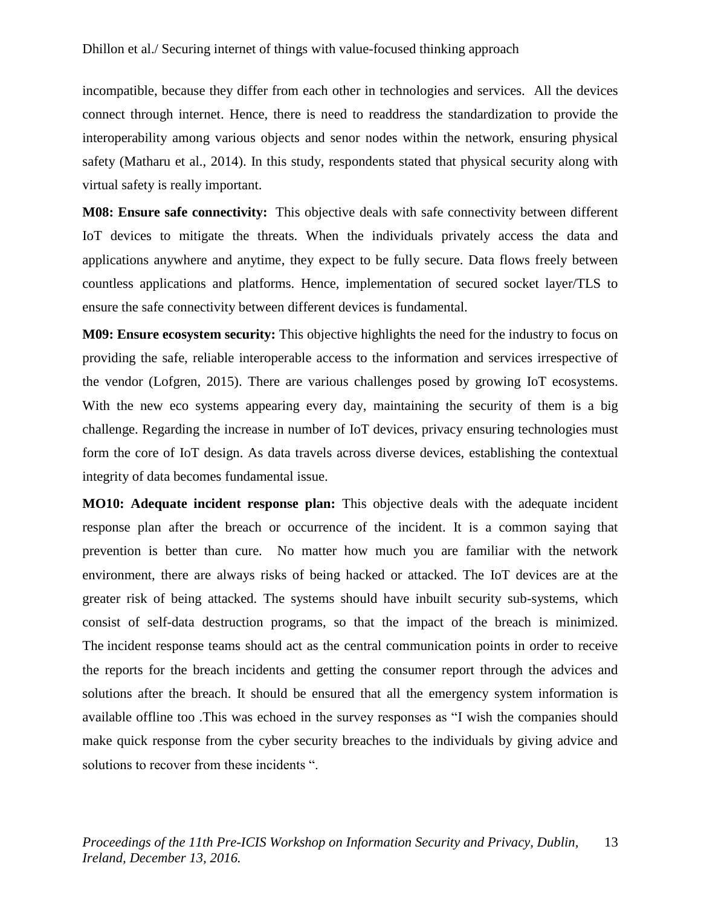incompatible, because they differ from each other in technologies and services. All the devices connect through internet. Hence, there is need to readdress the standardization to provide the interoperability among various objects and senor nodes within the network, ensuring physical safety (Matharu et al., 2014). In this study, respondents stated that physical security along with virtual safety is really important.

**M08: Ensure safe connectivity:** This objective deals with safe connectivity between different IoT devices to mitigate the threats. When the individuals privately access the data and applications anywhere and anytime, they expect to be fully secure. Data flows freely between countless applications and platforms. Hence, implementation of secured socket layer/TLS to ensure the safe connectivity between different devices is fundamental.

**M09: Ensure ecosystem security:** This objective highlights the need for the industry to focus on providing the safe, reliable interoperable access to the information and services irrespective of the vendor (Lofgren, 2015). There are various challenges posed by growing IoT ecosystems. With the new eco systems appearing every day, maintaining the security of them is a big challenge. Regarding the increase in number of IoT devices, privacy ensuring technologies must form the core of IoT design. As data travels across diverse devices, establishing the contextual integrity of data becomes fundamental issue.

**MO10: Adequate incident response plan:** This objective deals with the adequate incident response plan after the breach or occurrence of the incident. It is a common saying that prevention is better than cure. No matter how much you are familiar with the network environment, there are always risks of being hacked or attacked. The IoT devices are at the greater risk of being attacked. The systems should have inbuilt security sub-systems, which consist of self-data destruction programs, so that the impact of the breach is minimized. The incident response teams should act as the central communication points in order to receive the reports for the breach incidents and getting the consumer report through the advices and solutions after the breach. It should be ensured that all the emergency system information is available offline too .This was echoed in the survey responses as "I wish the companies should make quick response from the cyber security breaches to the individuals by giving advice and solutions to recover from these incidents ".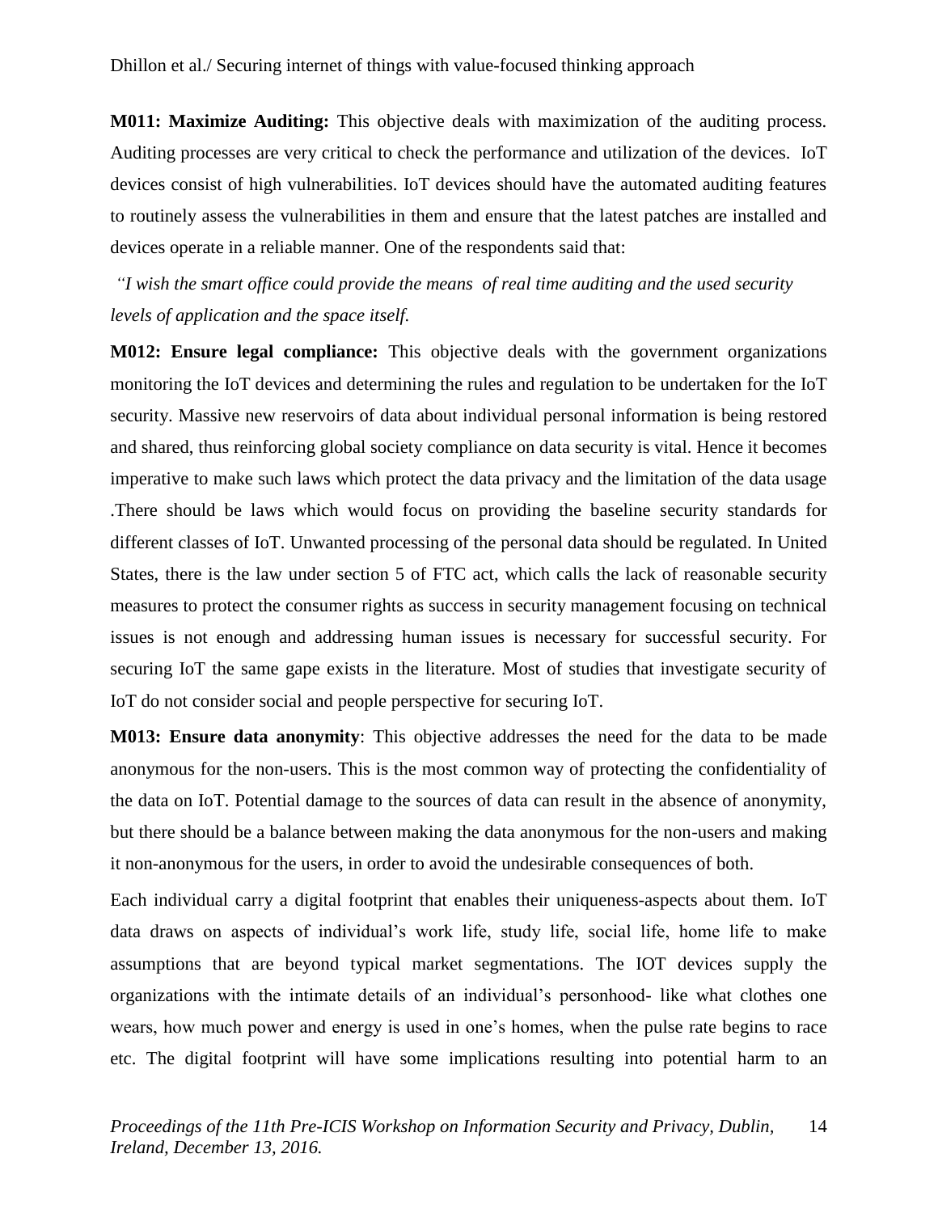**M011: Maximize Auditing:** This objective deals with maximization of the auditing process. Auditing processes are very critical to check the performance and utilization of the devices. IoT devices consist of high vulnerabilities. IoT devices should have the automated auditing features to routinely assess the vulnerabilities in them and ensure that the latest patches are installed and devices operate in a reliable manner. One of the respondents said that:

*"I wish the smart office could provide the means of real time auditing and the used security levels of application and the space itself.*

**M012: Ensure legal compliance:** This objective deals with the government organizations monitoring the IoT devices and determining the rules and regulation to be undertaken for the IoT security. Massive new reservoirs of data about individual personal information is being restored and shared, thus reinforcing global society compliance on data security is vital. Hence it becomes imperative to make such laws which protect the data privacy and the limitation of the data usage .There should be laws which would focus on providing the baseline security standards for different classes of IoT. Unwanted processing of the personal data should be regulated. In United States, there is the law under section 5 of FTC act, which calls the lack of reasonable security measures to protect the consumer rights as success in security management focusing on technical issues is not enough and addressing human issues is necessary for successful security. For securing IoT the same gape exists in the literature. Most of studies that investigate security of IoT do not consider social and people perspective for securing IoT.

**M013: Ensure data anonymity**: This objective addresses the need for the data to be made anonymous for the non-users. This is the most common way of protecting the confidentiality of the data on IoT. Potential damage to the sources of data can result in the absence of anonymity, but there should be a balance between making the data anonymous for the non-users and making it non-anonymous for the users, in order to avoid the undesirable consequences of both.

Each individual carry a digital footprint that enables their uniqueness-aspects about them. IoT data draws on aspects of individual's work life, study life, social life, home life to make assumptions that are beyond typical market segmentations. The IOT devices supply the organizations with the intimate details of an individual's personhood- like what clothes one wears, how much power and energy is used in one's homes, when the pulse rate begins to race etc. The digital footprint will have some implications resulting into potential harm to an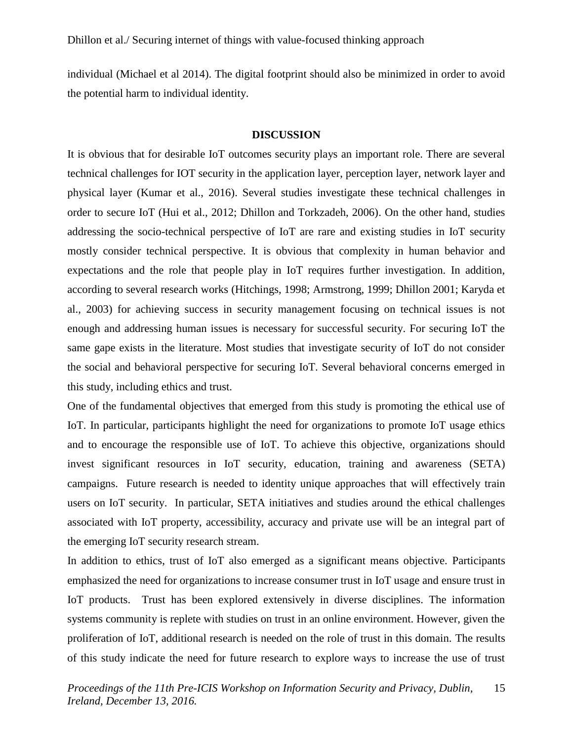individual (Michael et al 2014). The digital footprint should also be minimized in order to avoid the potential harm to individual identity.

## DISCUSSION

It is obvious that for desirable IoT outcomes security plays an important role. There are several technical challenges for IOT security in the application layer, perception layer, network layer and physical layer (Kumar et al., 2016). Several studies investigate these technical challenges in order to secure IoT (Hui et al., 2012; Dhillon and Torkzadeh, 2006). On the other hand, studies addressing the socio-technical perspective of IoT are rare and existing studies in IoT security mostly consider technical perspective. It is obvious that complexity in human behavior and expectations and the role that people play in IoT requires further investigation. In addition, according to several research works (Hitchings, 1998; Armstrong, 1999; Dhillon 2001; Karyda et al., 2003) for achieving success in security management focusing on technical issues is not enough and addressing human issues is necessary for successful security. For securing IoT the same gape exists in the literature. Most studies that investigate security of IoT do not consider the social and behavioral perspective for securing IoT. Several behavioral concerns emerged in this study, including ethics and trust.

One of the fundamental objectives that emerged from this study is promoting the ethical use of IoT. In particular, participants highlight the need for organizations to promote IoT usage ethics and to encourage the responsible use of IoT. To achieve this objective, organizations should invest significant resources in IoT security, education, training and awareness (SETA) campaigns. Future research is needed to identity unique approaches that will effectively train users on IoT security. In particular, SETA initiatives and studies around the ethical challenges associated with IoT property, accessibility, accuracy and private use will be an integral part of the emerging IoT security research stream.

In addition to ethics, trust of IoT also emerged as a significant means objective. Participants emphasized the need for organizations to increase consumer trust in IoT usage and ensure trust in IoT products. Trust has been explored extensively in diverse disciplines. The information systems community is replete with studies on trust in an online environment. However, given the proliferation of IoT, additional research is needed on the role of trust in this domain. The results of this study indicate the need for future research to explore ways to increase the use of trust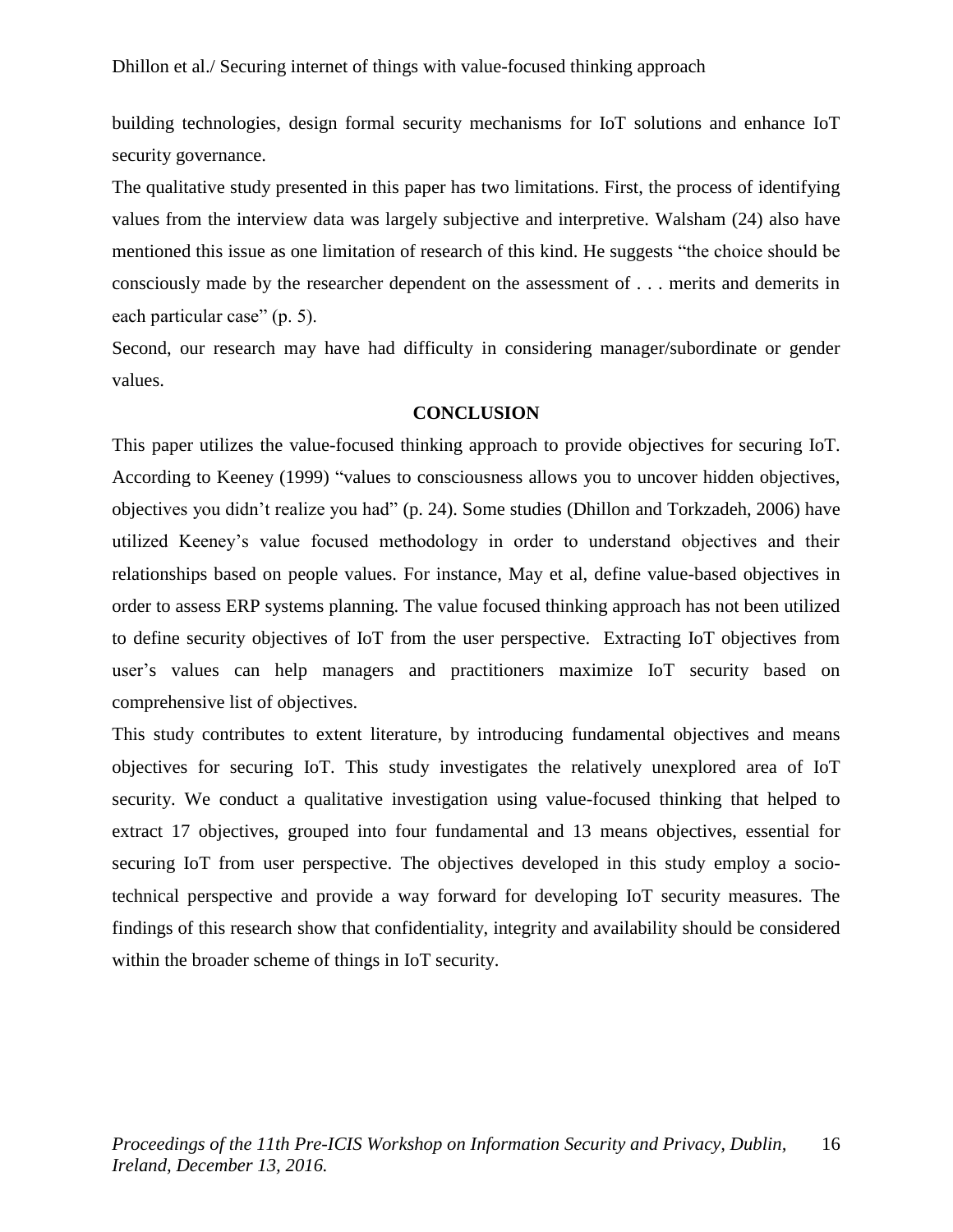building technologies, design formal security mechanisms for IoT solutions and enhance IoT security governance.

The qualitative study presented in this paper has two limitations. First, the process of identifying values from the interview data was largely subjective and interpretive. Walsham (24) also have mentioned this issue as one limitation of research of this kind. He suggests "the choice should be consciously made by the researcher dependent on the assessment of . . . merits and demerits in each particular case" (p. 5).

Second, our research may have had difficulty in considering manager/subordinate or gender values.

## CONCLUSION

This paper utilizes the value-focused thinking approach to provide objectives for securing IoT. According to Keeney (1999) "values to consciousness allows you to uncover hidden objectives, objectives you didn't realize you had" (p. 24). Some studies (Dhillon and Torkzadeh, 2006) have utilized Keeney's value focused methodology in order to understand objectives and their relationships based on people values. For instance, May et al, define value-based objectives in order to assess ERP systems planning. The value focused thinking approach has not been utilized to define security objectives of IoT from the user perspective. Extracting IoT objectives from user's values can help managers and practitioners maximize IoT security based on comprehensive list of objectives.

This study contributes to extent literature, by introducing fundamental objectives and means objectives for securing IoT. This study investigates the relatively unexplored area of IoT security. We conduct a qualitative investigation using value-focused thinking that helped to extract 17 objectives, grouped into four fundamental and 13 means objectives, essential for securing IoT from user perspective. The objectives developed in this study employ a socio-technical perspective and provide a way forward for developing IoT security measures. The findings of this research show that confidentiality, integrity and availability should be considered within the broader scheme of things in IoT security.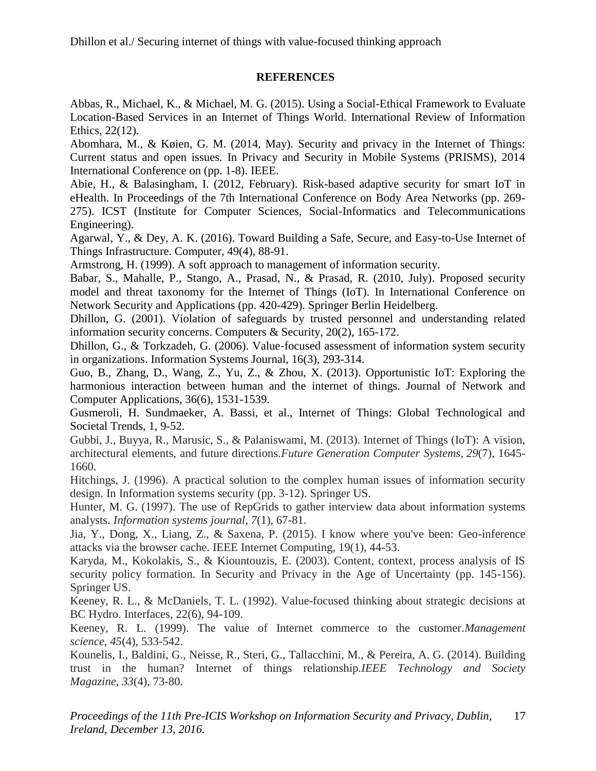## REFERENCES

Abbas, R., Michael, K., & Michael, M. G. (2015). Using a Social-Ethical Framework to Evaluate Location-Based Services in an Internet of Things World. International Review of Information Ethics, 22(12).

Abomhara, M., & Køien, G. M. (2014, May). Security and privacy in the Internet of Things: Current status and open issues. In Privacy and Security in Mobile Systems (PRISMS), 2014 International Conference on (pp. 1-8). IEEE.

Abie, H., & Balasingham, I. (2012, February). Risk-based adaptive security for smart IoT in eHealth. In Proceedings of the 7th International Conference on Body Area Networks (pp. 269-275). ICST (Institute for Computer Sciences, Social-Informatics and Telecommunications Engineering).

Agarwal, Y., & Dey, A. K. (2016). Toward Building a Safe, Secure, and Easy-to-Use Internet of Things Infrastructure. Computer, 49(4), 88-91.

Armstrong, H. (1999). A soft approach to management of information security.

Babar, S., Mahalle, P., Stango, A., Prasad, N., & Prasad, R. (2010, July). Proposed security model and threat taxonomy for the Internet of Things (IoT). In International Conference on Network Security and Applications (pp. 420-429). Springer Berlin Heidelberg.

Dhillon, G. (2001). Violation of safeguards by trusted personnel and understanding related information security concerns. Computers & Security, 20(2), 165-172.

Dhillon, G., & Torkzadeh, G. (2006). Value-focused assessment of information system security in organizations. Information Systems Journal, 16(3), 293-314.

Guo, B., Zhang, D., Wang, Z., Yu, Z., & Zhou, X. (2013). Opportunistic IoT: Exploring the harmonious interaction between human and the internet of things. Journal of Network and Computer Applications, 36(6), 1531-1539.

Gusmeroli, H. Sundmaeker, A. Bassi, et al., Internet of Things: Global Technological and Societal Trends, 1, 9-52.

Gubbi, J., Buyya, R., Marusic, S., & Palaniswami, M. (2013). Internet of Things (IoT): A vision, architectural elements, and future directions.*Future Generation Computer Systems*, *29*(7), 1645-1660.

Hitchings, J. (1996). A practical solution to the complex human issues of information security design. In Information systems security (pp. 3-12). Springer US.

Hunter, M. G. (1997). The use of RepGrids to gather interview data about information systems analysts. *Information systems journal*, *7*(1), 67-81.

Jia, Y., Dong, X., Liang, Z., & Saxena, P. (2015). I know where you've been: Geo-inference attacks via the browser cache. IEEE Internet Computing, 19(1), 44-53.

Karyda, M., Kokolakis, S., & Kiountouzis, E. (2003). Content, context, process analysis of IS security policy formation. In Security and Privacy in the Age of Uncertainty (pp. 145-156). Springer US.

Keeney, R. L., & McDaniels, T. L. (1992). Value-focused thinking about strategic decisions at BC Hydro. Interfaces, 22(6), 94-109.

Keeney, R. L. (1999). The value of Internet commerce to the customer.*Management science*, *45*(4), 533-542.

Kounelis, I., Baldini, G., Neisse, R., Steri, G., Tallacchini, M., & Pereira, A. G. (2014). Building trust in the human? Internet of things relationship.*IEEE Technology and Society Magazine*, *33*(4), 73-80.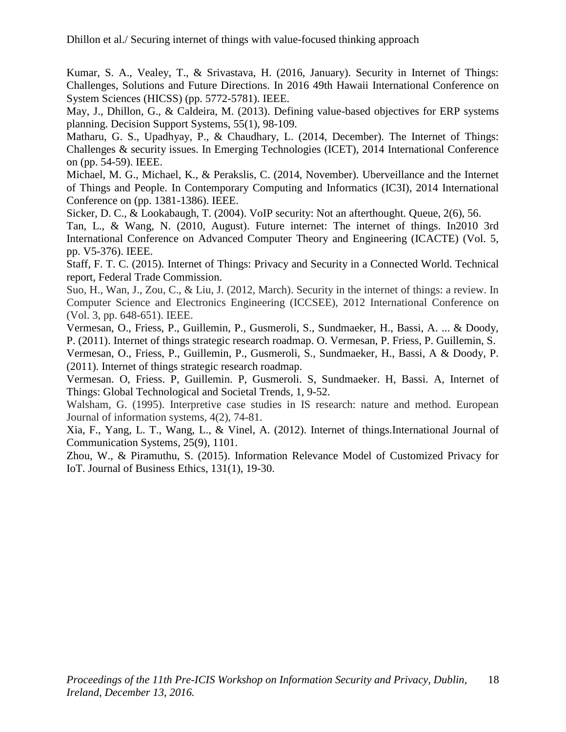Kumar, S. A., Vealey, T., & Srivastava, H. (2016, January). Security in Internet of Things: Challenges, Solutions and Future Directions. In 2016 49th Hawaii International Conference on System Sciences (HICSS) (pp. 5772-5781). IEEE.

May, J., Dhillon, G., & Caldeira, M. (2013). Defining value-based objectives for ERP systems planning. Decision Support Systems, 55(1), 98-109.

Matharu, G. S., Upadhyay, P., & Chaudhary, L. (2014, December). The Internet of Things: Challenges & security issues. In Emerging Technologies (ICET), 2014 International Conference on (pp. 54-59). IEEE.

Michael, M. G., Michael, K., & Perakslis, C. (2014, November). Uberveillance and the Internet of Things and People. In Contemporary Computing and Informatics (IC3I), 2014 International Conference on (pp. 1381-1386). IEEE.

Sicker, D. C., & Lookabaugh, T. (2004). VoIP security: Not an afterthought. Queue, 2(6), 56.

Tan, L., & Wang, N. (2010, August). Future internet: The internet of things. In2010 3rd International Conference on Advanced Computer Theory and Engineering (ICACTE) (Vol. 5, pp. V5-376). IEEE.

Staff, F. T. C. (2015). Internet of Things: Privacy and Security in a Connected World. Technical report, Federal Trade Commission.

Suo, H., Wan, J., Zou, C., & Liu, J. (2012, March). Security in the internet of things: a review. In Computer Science and Electronics Engineering (ICCSEE), 2012 International Conference on (Vol. 3, pp. 648-651). IEEE.

Vermesan, O., Friess, P., Guillemin, P., Gusmeroli, S., Sundmaeker, H., Bassi, A. ... & Doody, P. (2011). Internet of things strategic research roadmap. O. Vermesan, P. Friess, P. Guillemin, S.

Vermesan, O., Friess, P., Guillemin, P., Gusmeroli, S., Sundmaeker, H., Bassi, A & Doody, P. (2011). Internet of things strategic research roadmap.

Vermesan. O, Friess. P, Guillemin. P, Gusmeroli. S, Sundmaeker. H, Bassi. A, Internet of Things: Global Technological and Societal Trends, 1, 9-52.

Walsham, G. (1995). Interpretive case studies in IS research: nature and method. European Journal of information systems, 4(2), 74-81.

Xia, F., Yang, L. T., Wang, L., & Vinel, A. (2012). Internet of things.International Journal of Communication Systems, 25(9), 1101.

Zhou, W., & Piramuthu, S. (2015). Information Relevance Model of Customized Privacy for IoT. Journal of Business Ethics, 131(1), 19-30.